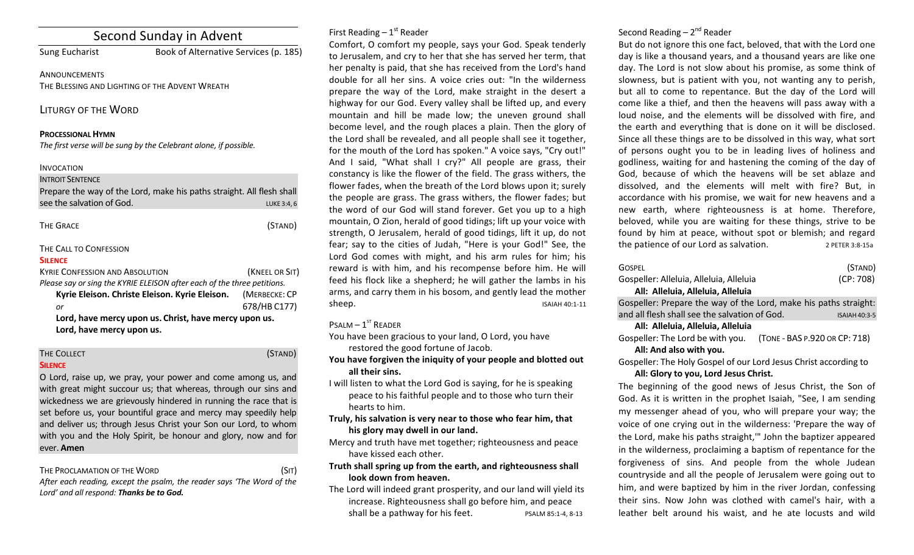# Second Sunday in Advent

Sung Eucharist — Book of Alternative Services (p. 185)

ANNOUNCEMENTS

THE BLESSING AND LIGHTING OF THE ADVENT WREATH

## LITURGY OF THE WORD

**PROCESSIONAL HYMN**

*The first verse will be sung by the Celebrant alone, if possible.*

INVOCATION

INTROIT SENTENCE

Prepare the way of the Lord, make his paths straight. All flesh shall see the salvation of God. LUKE 3:4, 6

THE GRACE (STAND)

THE CALL TO CONFESSION

**SILENCE**

KYRIE CONFESSION AND ABSOLUTION (KNEEL OR SIT)

*Please say or sing the KYRIE ELEISON after each of the three petitions.*

**Kyrie Eleison. Christe Eleison. Kyrie Eleison.** (MERBECKE: CP 678/HB C177)

*or*

**Lord, have mercy upon us. Christ, have mercy upon us. Lord, have mercy upon us.**

THE COLLECT (STAND)

**SILENCE**

O Lord, raise up, we pray, your power and come among us, and with great might succour us; that whereas, through our sins and wickedness we are grievously hindered in running the race that is set before us, your bountiful grace and mercy may speedily help and deliver us; through Jesus Christ your Son our Lord, to whom with you and the Holy Spirit, be honour and glory, now and for ever. **Amen**

THE PROCLAMATION OF THE WORD (SIT)

*After each reading, except the psalm, the reader says 'The Word of the Lord' and all respond: **Thanks be to God.***

First Reading – 1st Reader

Comfort, O comfort my people, says your God. Speak tenderly to Jerusalem, and cry to her that she has served her term, that her penalty is paid, that she has received from the Lord's hand double for all her sins. A voice cries out: "In the wilderness prepare the way of the Lord, make straight in the desert a highway for our God. Every valley shall be lifted up, and every mountain and hill be made low; the uneven ground shall become level, and the rough places a plain. Then the glory of the Lord shall be revealed, and all people shall see it together, for the mouth of the Lord has spoken." A voice says, "Cry out!" And I said, "What shall I cry?" All people are grass, their constancy is like the flower of the field. The grass withers, the flower fades, when the breath of the Lord blows upon it; surely the people are grass. The grass withers, the flower fades; but the word of our God will stand forever. Get you up to a high mountain, O Zion, herald of good tidings; lift up your voice with strength, O Jerusalem, herald of good tidings, lift it up, do not fear; say to the cities of Judah, "Here is your God!" See, the Lord God comes with might, and his arm rules for him; his reward is with him, and his recompense before him. He will feed his flock like a shepherd; he will gather the lambs in his arms, and carry them in his bosom, and gently lead the mother sheep. ISAIAH 40:1-11

PSALM – 1ST READER

You have been gracious to your land, O Lord, you have restored the good fortune of Jacob.

**You have forgiven the iniquity of your people and blotted out all their sins.**

I will listen to what the Lord God is saying, for he is speaking peace to his faithful people and to those who turn their hearts to him.

**Truly, his salvation is very near to those who fear him, that his glory may dwell in our land.**

Mercy and truth have met together; righteousness and peace have kissed each other.

**Truth shall spring up from the earth, and righteousness shall look down from heaven.**

The Lord will indeed grant prosperity, and our land will yield its increase. Righteousness shall go before him, and peace shall be a pathway for his feet. PSALM 85:1-4, 8-13

Second Reading – 2nd Reader

But do not ignore this one fact, beloved, that with the Lord one day is like a thousand years, and a thousand years are like one day. The Lord is not slow about his promise, as some think of slowness, but is patient with you, not wanting any to perish, but all to come to repentance. But the day of the Lord will come like a thief, and then the heavens will pass away with a loud noise, and the elements will be dissolved with fire, and the earth and everything that is done on it will be disclosed. Since all these things are to be dissolved in this way, what sort of persons ought you to be in leading lives of holiness and godliness, waiting for and hastening the coming of the day of God, because of which the heavens will be set ablaze and dissolved, and the elements will melt with fire? But, in accordance with his promise, we wait for new heavens and a new earth, where righteousness is at home. Therefore, beloved, while you are waiting for these things, strive to be found by him at peace, without spot or blemish; and regard the patience of our Lord as salvation. 2 PETER 3:8-15a

GOSPEL (STAND)

Gospeller: Alleluia, Alleluia, Alleluia (CP: 708)

**All: Alleluia, Alleluia, Alleluia**

Gospeller: Prepare the way of the Lord, make his paths straight: and all flesh shall see the salvation of God. ISAIAH 40:3-5

**All: Alleluia, Alleluia, Alleluia**

Gospeller: The Lord be with you. (TONE - BAS P.920 OR CP: 718)

**All: And also with you.**

Gospeller: The Holy Gospel of our Lord Jesus Christ according to

**All: Glory to you, Lord Jesus Christ.**

The beginning of the good news of Jesus Christ, the Son of God. As it is written in the prophet Isaiah, "See, I am sending my messenger ahead of you, who will prepare your way; the voice of one crying out in the wilderness: 'Prepare the way of the Lord, make his paths straight,'" John the baptizer appeared in the wilderness, proclaiming a baptism of repentance for the forgiveness of sins. And people from the whole Judean countryside and all the people of Jerusalem were going out to him, and were baptized by him in the river Jordan, confessing their sins. Now John was clothed with camel's hair, with a leather belt around his waist, and he ate locusts and wild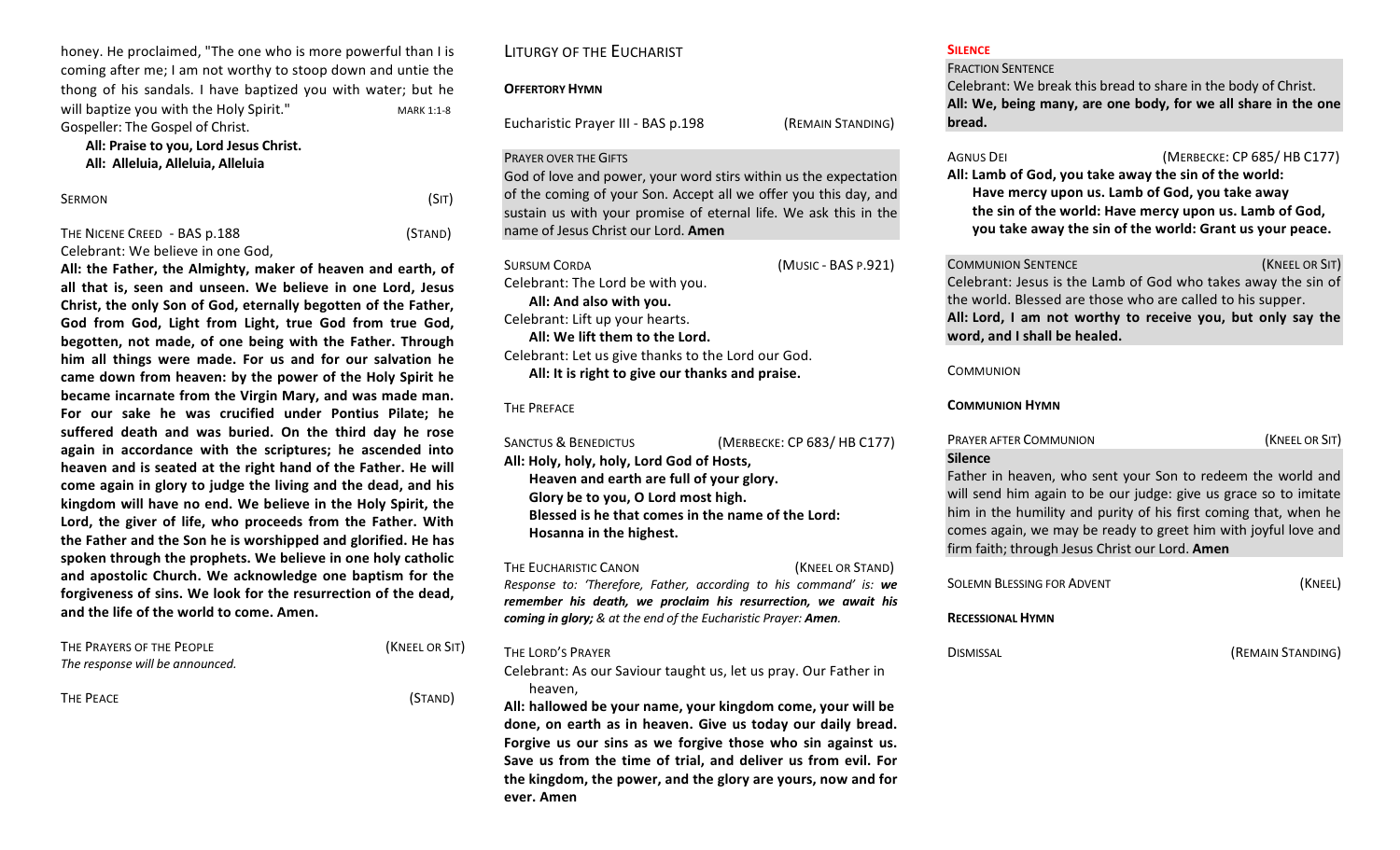honey. He proclaimed, "The one who is more powerful than I is coming after me; I am not worthy to stoop down and untie the thong of his sandals. I have baptized you with water; but he will baptize you with the Holy Spirit." MARK 1:1-8

Gospeller: The Gospel of Christ.

**All: Praise to you, Lord Jesus Christ.**
**All: Alleluia, Alleluia, Alleluia**

SERMON (SIT)

THE NICENE CREED - BAS p.188 (STAND)

Celebrant: We believe in one God,

**All: the Father, the Almighty, maker of heaven and earth, of all that is, seen and unseen. We believe in one Lord, Jesus Christ, the only Son of God, eternally begotten of the Father, God from God, Light from Light, true God from true God, begotten, not made, of one being with the Father. Through him all things were made. For us and for our salvation he came down from heaven: by the power of the Holy Spirit he became incarnate from the Virgin Mary, and was made man. For our sake he was crucified under Pontius Pilate; he suffered death and was buried. On the third day he rose again in accordance with the scriptures; he ascended into heaven and is seated at the right hand of the Father. He will come again in glory to judge the living and the dead, and his kingdom will have no end. We believe in the Holy Spirit, the Lord, the giver of life, who proceeds from the Father. With the Father and the Son he is worshipped and glorified. He has spoken through the prophets. We believe in one holy catholic and apostolic Church. We acknowledge one baptism for the forgiveness of sins. We look for the resurrection of the dead, and the life of the world to come. Amen.**

THE PRAYERS OF THE PEOPLE (KNEEL OR SIT)

*The response will be announced.*

THE PEACE (STAND)

## LITURGY OF THE EUCHARIST

**OFFERTORY HYMN**

Eucharistic Prayer III - BAS p.198 (REMAIN STANDING)

PRAYER OVER THE GIFTS

God of love and power, your word stirs within us the expectation of the coming of your Son. Accept all we offer you this day, and sustain us with your promise of eternal life. We ask this in the name of Jesus Christ our Lord. **Amen**

SURSUM CORDA (MUSIC - BAS P.921)

Celebrant: The Lord be with you.
**All: And also with you.**
Celebrant: Lift up your hearts.
**All: We lift them to the Lord.**
Celebrant: Let us give thanks to the Lord our God.
**All: It is right to give our thanks and praise.**

THE PREFACE

SANCTUS & BENEDICTUS (MERBECKE: CP 683/ HB C177)

**All: Holy, holy, holy, Lord God of Hosts,**
**Heaven and earth are full of your glory.**
**Glory be to you, O Lord most high.**
**Blessed is he that comes in the name of the Lord:**
**Hosanna in the highest.**

THE EUCHARISTIC CANON (KNEEL OR STAND)

*Response to: 'Therefore, Father, according to his command' is:* ***we remember his death, we proclaim his resurrection, we await his coming in glory;*** *& at the end of the Eucharistic Prayer:* ***Amen****.*

THE LORD'S PRAYER

Celebrant: As our Saviour taught us, let us pray. Our Father in heaven,

**All: hallowed be your name, your kingdom come, your will be done, on earth as in heaven. Give us today our daily bread. Forgive us our sins as we forgive those who sin against us. Save us from the time of trial, and deliver us from evil. For the kingdom, the power, and the glory are yours, now and for ever. Amen**

**SILENCE**

FRACTION SENTENCE

Celebrant: We break this bread to share in the body of Christ.
**All: We, being many, are one body, for we all share in the one bread.**

AGNUS DEI (MERBECKE: CP 685/ HB C177)

**All: Lamb of God, you take away the sin of the world:**
**Have mercy upon us. Lamb of God, you take away the sin of the world: Have mercy upon us. Lamb of God, you take away the sin of the world: Grant us your peace.**

COMMUNION SENTENCE (KNEEL OR SIT)

Celebrant: Jesus is the Lamb of God who takes away the sin of the world. Blessed are those who are called to his supper.
**All: Lord, I am not worthy to receive you, but only say the word, and I shall be healed.**

COMMUNION

**COMMUNION HYMN**

PRAYER AFTER COMMUNION (KNEEL OR SIT)

**Silence**

Father in heaven, who sent your Son to redeem the world and will send him again to be our judge: give us grace so to imitate him in the humility and purity of his first coming that, when he comes again, we may be ready to greet him with joyful love and firm faith; through Jesus Christ our Lord. **Amen**

SOLEMN BLESSING FOR ADVENT (KNEEL)

**RECESSIONAL HYMN**

DISMISSAL (REMAIN STANDING)